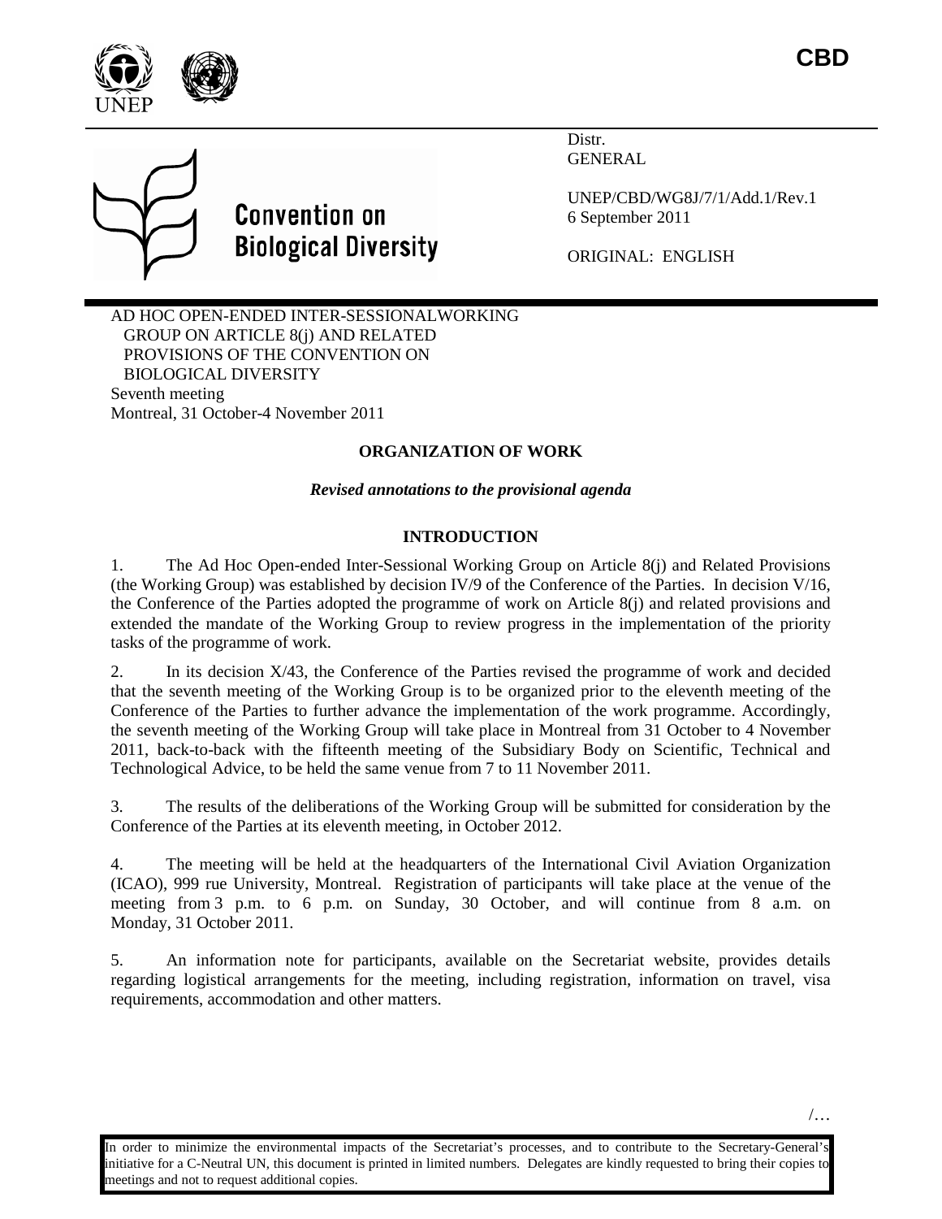CBD

**Convention on Biological Diversity**

Distr.
GENERAL

UNEP/CBD/WG8J/7/1/Add.1/Rev.1
6 September 2011

ORIGINAL: ENGLISH

AD HOC OPEN-ENDED INTER-SESSIONALWORKING GROUP ON ARTICLE 8(j) AND RELATED PROVISIONS OF THE CONVENTION ON BIOLOGICAL DIVERSITY
Seventh meeting
Montreal, 31 October-4 November 2011

## ORGANIZATION OF WORK

***Revised annotations to the provisional agenda***

### INTRODUCTION

1. The Ad Hoc Open-ended Inter-Sessional Working Group on Article 8(j) and Related Provisions (the Working Group) was established by decision IV/9 of the Conference of the Parties. In decision V/16, the Conference of the Parties adopted the programme of work on Article 8(j) and related provisions and extended the mandate of the Working Group to review progress in the implementation of the priority tasks of the programme of work.

2. In its decision X/43, the Conference of the Parties revised the programme of work and decided that the seventh meeting of the Working Group is to be organized prior to the eleventh meeting of the Conference of the Parties to further advance the implementation of the work programme. Accordingly, the seventh meeting of the Working Group will take place in Montreal from 31 October to 4 November 2011, back-to-back with the fifteenth meeting of the Subsidiary Body on Scientific, Technical and Technological Advice, to be held the same venue from 7 to 11 November 2011.

3. The results of the deliberations of the Working Group will be submitted for consideration by the Conference of the Parties at its eleventh meeting, in October 2012.

4. The meeting will be held at the headquarters of the International Civil Aviation Organization (ICAO), 999 rue University, Montreal. Registration of participants will take place at the venue of the meeting from 3 p.m. to 6 p.m. on Sunday, 30 October, and will continue from 8 a.m. on Monday, 31 October 2011.

5. An information note for participants, available on the Secretariat website, provides details regarding logistical arrangements for the meeting, including registration, information on travel, visa requirements, accommodation and other matters.

/…

In order to minimize the environmental impacts of the Secretariat's processes, and to contribute to the Secretary-General's initiative for a C-Neutral UN, this document is printed in limited numbers. Delegates are kindly requested to bring their copies to meetings and not to request additional copies.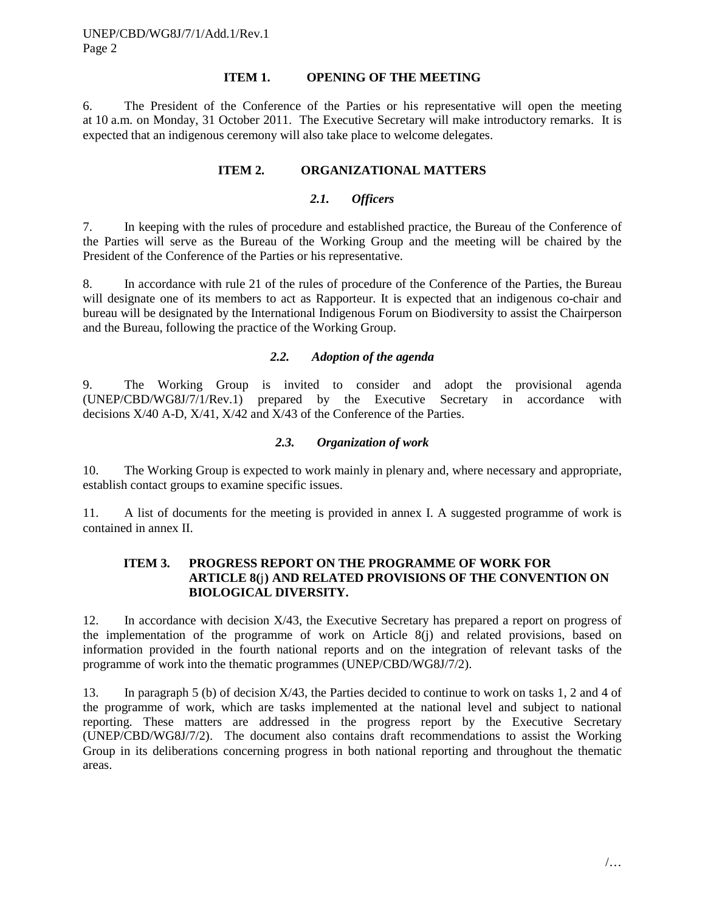## ITEM 1. OPENING OF THE MEETING

6. The President of the Conference of the Parties or his representative will open the meeting at 10 a.m. on Monday, 31 October 2011. The Executive Secretary will make introductory remarks. It is expected that an indigenous ceremony will also take place to welcome delegates.

## ITEM 2. ORGANIZATIONAL MATTERS

### *2.1. Officers*

7. In keeping with the rules of procedure and established practice, the Bureau of the Conference of the Parties will serve as the Bureau of the Working Group and the meeting will be chaired by the President of the Conference of the Parties or his representative.

8. In accordance with rule 21 of the rules of procedure of the Conference of the Parties, the Bureau will designate one of its members to act as Rapporteur. It is expected that an indigenous co-chair and bureau will be designated by the International Indigenous Forum on Biodiversity to assist the Chairperson and the Bureau, following the practice of the Working Group.

### *2.2. Adoption of the agenda*

9. The Working Group is invited to consider and adopt the provisional agenda (UNEP/CBD/WG8J/7/1/Rev.1) prepared by the Executive Secretary in accordance with decisions X/40 A-D, X/41, X/42 and X/43 of the Conference of the Parties.

### *2.3. Organization of work*

10. The Working Group is expected to work mainly in plenary and, where necessary and appropriate, establish contact groups to examine specific issues.

11. A list of documents for the meeting is provided in annex I. A suggested programme of work is contained in annex II.

## ITEM 3. PROGRESS REPORT ON THE PROGRAMME OF WORK FOR ARTICLE 8(j) AND RELATED PROVISIONS OF THE CONVENTION ON BIOLOGICAL DIVERSITY.

12. In accordance with decision X/43, the Executive Secretary has prepared a report on progress of the implementation of the programme of work on Article 8(j) and related provisions, based on information provided in the fourth national reports and on the integration of relevant tasks of the programme of work into the thematic programmes (UNEP/CBD/WG8J/7/2).

13. In paragraph 5 (b) of decision X/43, the Parties decided to continue to work on tasks 1, 2 and 4 of the programme of work, which are tasks implemented at the national level and subject to national reporting. These matters are addressed in the progress report by the Executive Secretary (UNEP/CBD/WG8J/7/2). The document also contains draft recommendations to assist the Working Group in its deliberations concerning progress in both national reporting and throughout the thematic areas.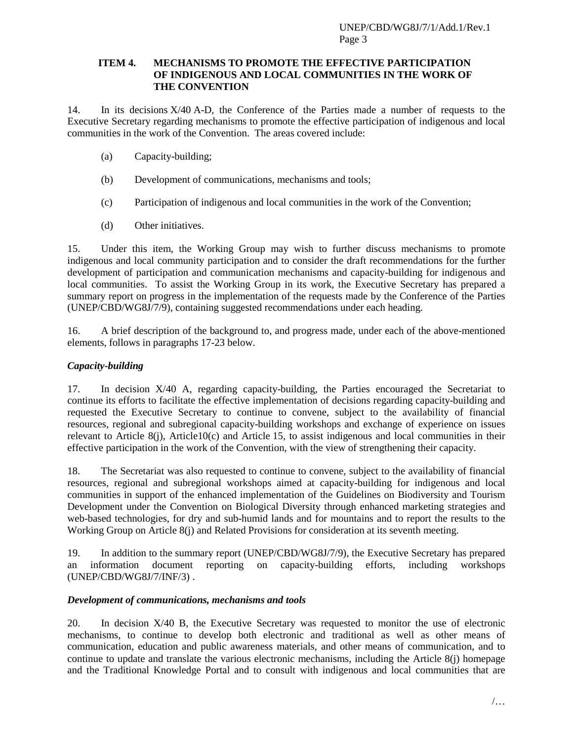## ITEM 4. MECHANISMS TO PROMOTE THE EFFECTIVE PARTICIPATION OF INDIGENOUS AND LOCAL COMMUNITIES IN THE WORK OF THE CONVENTION

14. In its decisions X/40 A-D, the Conference of the Parties made a number of requests to the Executive Secretary regarding mechanisms to promote the effective participation of indigenous and local communities in the work of the Convention. The areas covered include:

(a) Capacity-building;

(b) Development of communications, mechanisms and tools;

(c) Participation of indigenous and local communities in the work of the Convention;

(d) Other initiatives.

15. Under this item, the Working Group may wish to further discuss mechanisms to promote indigenous and local community participation and to consider the draft recommendations for the further development of participation and communication mechanisms and capacity-building for indigenous and local communities. To assist the Working Group in its work, the Executive Secretary has prepared a summary report on progress in the implementation of the requests made by the Conference of the Parties (UNEP/CBD/WG8J/7/9), containing suggested recommendations under each heading.

16. A brief description of the background to, and progress made, under each of the above-mentioned elements, follows in paragraphs 17-23 below.

### *Capacity-building*

17. In decision X/40 A, regarding capacity-building, the Parties encouraged the Secretariat to continue its efforts to facilitate the effective implementation of decisions regarding capacity-building and requested the Executive Secretary to continue to convene, subject to the availability of financial resources, regional and subregional capacity-building workshops and exchange of experience on issues relevant to Article 8(j), Article10(c) and Article 15, to assist indigenous and local communities in their effective participation in the work of the Convention, with the view of strengthening their capacity.

18. The Secretariat was also requested to continue to convene, subject to the availability of financial resources, regional and subregional workshops aimed at capacity-building for indigenous and local communities in support of the enhanced implementation of the Guidelines on Biodiversity and Tourism Development under the Convention on Biological Diversity through enhanced marketing strategies and web-based technologies, for dry and sub-humid lands and for mountains and to report the results to the Working Group on Article 8(j) and Related Provisions for consideration at its seventh meeting.

19. In addition to the summary report (UNEP/CBD/WG8J/7/9), the Executive Secretary has prepared an information document reporting on capacity-building efforts, including workshops (UNEP/CBD/WG8J/7/INF/3) .

### *Development of communications, mechanisms and tools*

20. In decision X/40 B, the Executive Secretary was requested to monitor the use of electronic mechanisms, to continue to develop both electronic and traditional as well as other means of communication, education and public awareness materials, and other means of communication, and to continue to update and translate the various electronic mechanisms, including the Article 8(j) homepage and the Traditional Knowledge Portal and to consult with indigenous and local communities that are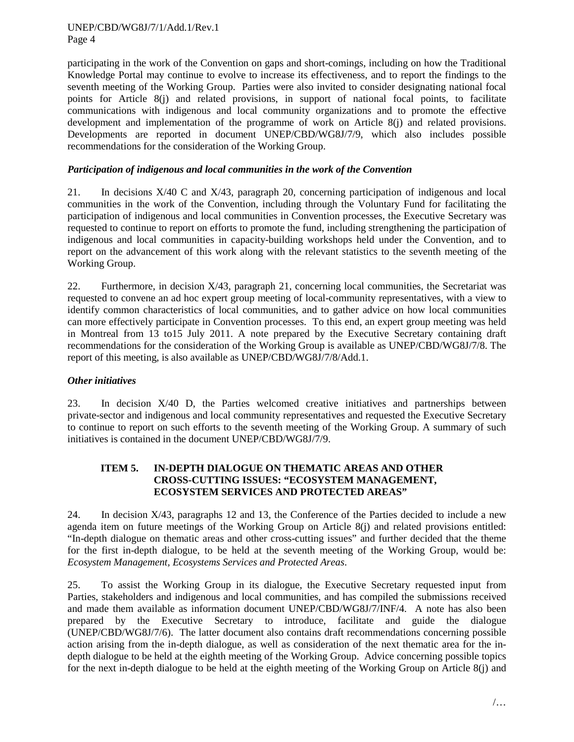participating in the work of the Convention on gaps and short-comings, including on how the Traditional Knowledge Portal may continue to evolve to increase its effectiveness, and to report the findings to the seventh meeting of the Working Group. Parties were also invited to consider designating national focal points for Article 8(j) and related provisions, in support of national focal points, to facilitate communications with indigenous and local community organizations and to promote the effective development and implementation of the programme of work on Article 8(j) and related provisions. Developments are reported in document UNEP/CBD/WG8J/7/9, which also includes possible recommendations for the consideration of the Working Group.

***Participation of indigenous and local communities in the work of the Convention***

21. In decisions X/40 C and X/43, paragraph 20, concerning participation of indigenous and local communities in the work of the Convention, including through the Voluntary Fund for facilitating the participation of indigenous and local communities in Convention processes, the Executive Secretary was requested to continue to report on efforts to promote the fund, including strengthening the participation of indigenous and local communities in capacity-building workshops held under the Convention, and to report on the advancement of this work along with the relevant statistics to the seventh meeting of the Working Group.

22. Furthermore, in decision X/43, paragraph 21, concerning local communities, the Secretariat was requested to convene an ad hoc expert group meeting of local-community representatives, with a view to identify common characteristics of local communities, and to gather advice on how local communities can more effectively participate in Convention processes. To this end, an expert group meeting was held in Montreal from 13 to15 July 2011. A note prepared by the Executive Secretary containing draft recommendations for the consideration of the Working Group is available as UNEP/CBD/WG8J/7/8. The report of this meeting, is also available as UNEP/CBD/WG8J/7/8/Add.1.

***Other initiatives***

23. In decision X/40 D, the Parties welcomed creative initiatives and partnerships between private-sector and indigenous and local community representatives and requested the Executive Secretary to continue to report on such efforts to the seventh meeting of the Working Group. A summary of such initiatives is contained in the document UNEP/CBD/WG8J/7/9.

### ITEM 5. IN-DEPTH DIALOGUE ON THEMATIC AREAS AND OTHER CROSS-CUTTING ISSUES: "ECOSYSTEM MANAGEMENT, ECOSYSTEM SERVICES AND PROTECTED AREAS"

24. In decision X/43, paragraphs 12 and 13, the Conference of the Parties decided to include a new agenda item on future meetings of the Working Group on Article 8(j) and related provisions entitled: "In-depth dialogue on thematic areas and other cross-cutting issues" and further decided that the theme for the first in-depth dialogue, to be held at the seventh meeting of the Working Group, would be: *Ecosystem Management, Ecosystems Services and Protected Areas*.

25. To assist the Working Group in its dialogue, the Executive Secretary requested input from Parties, stakeholders and indigenous and local communities, and has compiled the submissions received and made them available as information document UNEP/CBD/WG8J/7/INF/4. A note has also been prepared by the Executive Secretary to introduce, facilitate and guide the dialogue (UNEP/CBD/WG8J/7/6). The latter document also contains draft recommendations concerning possible action arising from the in-depth dialogue, as well as consideration of the next thematic area for the in-depth dialogue to be held at the eighth meeting of the Working Group. Advice concerning possible topics for the next in-depth dialogue to be held at the eighth meeting of the Working Group on Article 8(j) and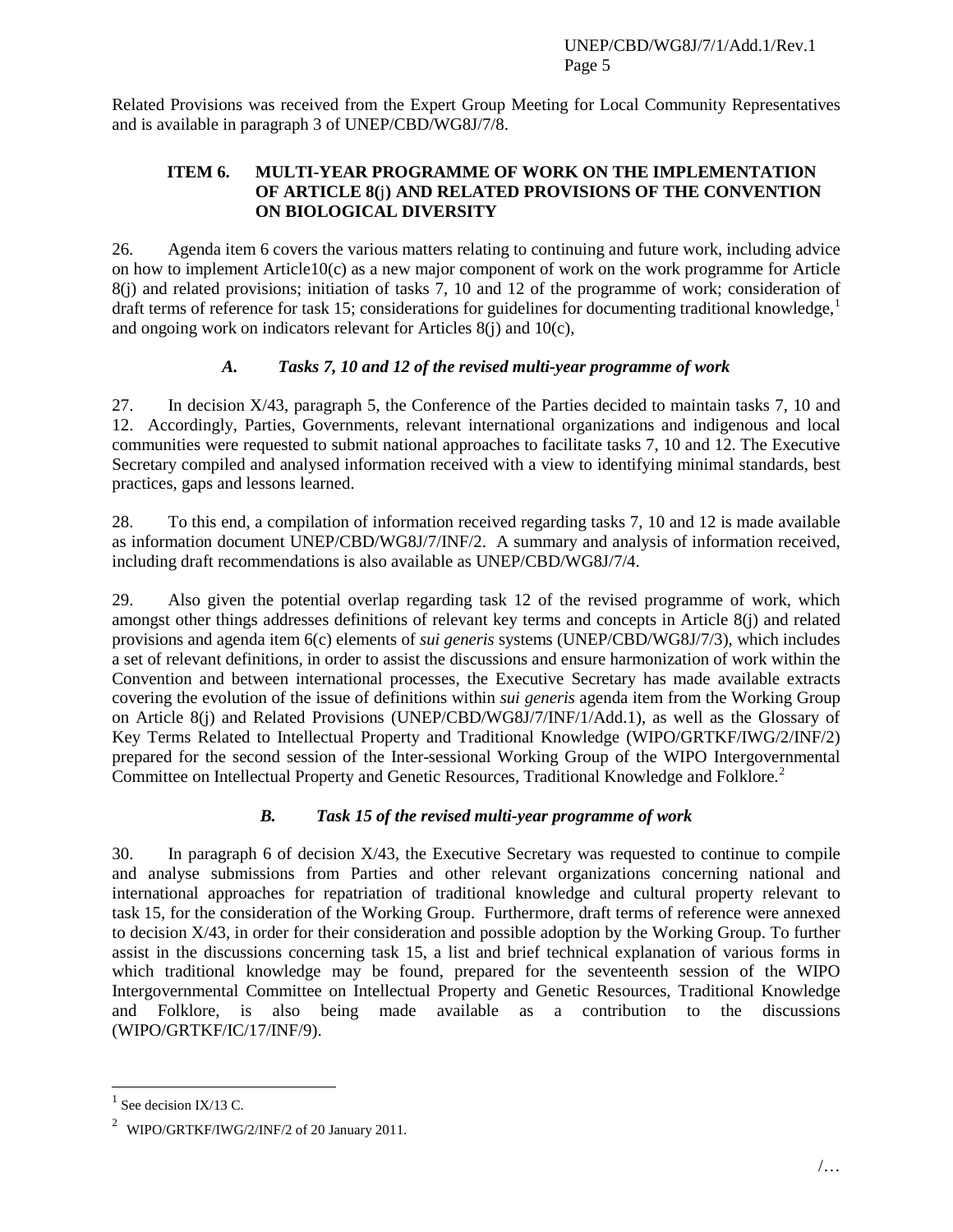Related Provisions was received from the Expert Group Meeting for Local Community Representatives and is available in paragraph 3 of UNEP/CBD/WG8J/7/8.

## ITEM 6. MULTI-YEAR PROGRAMME OF WORK ON THE IMPLEMENTATION OF ARTICLE 8(j) AND RELATED PROVISIONS OF THE CONVENTION ON BIOLOGICAL DIVERSITY

26. Agenda item 6 covers the various matters relating to continuing and future work, including advice on how to implement Article10(c) as a new major component of work on the work programme for Article 8(j) and related provisions; initiation of tasks 7, 10 and 12 of the programme of work; consideration of draft terms of reference for task 15; considerations for guidelines for documenting traditional knowledge,[1] and ongoing work on indicators relevant for Articles 8(j) and 10(c),

### *A. Tasks 7, 10 and 12 of the revised multi-year programme of work*

27. In decision X/43, paragraph 5, the Conference of the Parties decided to maintain tasks 7, 10 and 12. Accordingly, Parties, Governments, relevant international organizations and indigenous and local communities were requested to submit national approaches to facilitate tasks 7, 10 and 12. The Executive Secretary compiled and analysed information received with a view to identifying minimal standards, best practices, gaps and lessons learned.

28. To this end, a compilation of information received regarding tasks 7, 10 and 12 is made available as information document UNEP/CBD/WG8J/7/INF/2. A summary and analysis of information received, including draft recommendations is also available as UNEP/CBD/WG8J/7/4.

29. Also given the potential overlap regarding task 12 of the revised programme of work, which amongst other things addresses definitions of relevant key terms and concepts in Article 8(j) and related provisions and agenda item 6(c) elements of *sui generis* systems (UNEP/CBD/WG8J/7/3), which includes a set of relevant definitions, in order to assist the discussions and ensure harmonization of work within the Convention and between international processes, the Executive Secretary has made available extracts covering the evolution of the issue of definitions within *sui generis* agenda item from the Working Group on Article 8(j) and Related Provisions (UNEP/CBD/WG8J/7/INF/1/Add.1), as well as the Glossary of Key Terms Related to Intellectual Property and Traditional Knowledge (WIPO/GRTKF/IWG/2/INF/2) prepared for the second session of the Inter-sessional Working Group of the WIPO Intergovernmental Committee on Intellectual Property and Genetic Resources, Traditional Knowledge and Folklore.[2]

### *B. Task 15 of the revised multi-year programme of work*

30. In paragraph 6 of decision X/43, the Executive Secretary was requested to continue to compile and analyse submissions from Parties and other relevant organizations concerning national and international approaches for repatriation of traditional knowledge and cultural property relevant to task 15, for the consideration of the Working Group. Furthermore, draft terms of reference were annexed to decision X/43, in order for their consideration and possible adoption by the Working Group. To further assist in the discussions concerning task 15, a list and brief technical explanation of various forms in which traditional knowledge may be found, prepared for the seventeenth session of the WIPO Intergovernmental Committee on Intellectual Property and Genetic Resources, Traditional Knowledge and Folklore, is also being made available as a contribution to the discussions (WIPO/GRTKF/IC/17/INF/9).

---

[1] See decision IX/13 C.

[2] WIPO/GRTKF/IWG/2/INF/2 of 20 January 2011.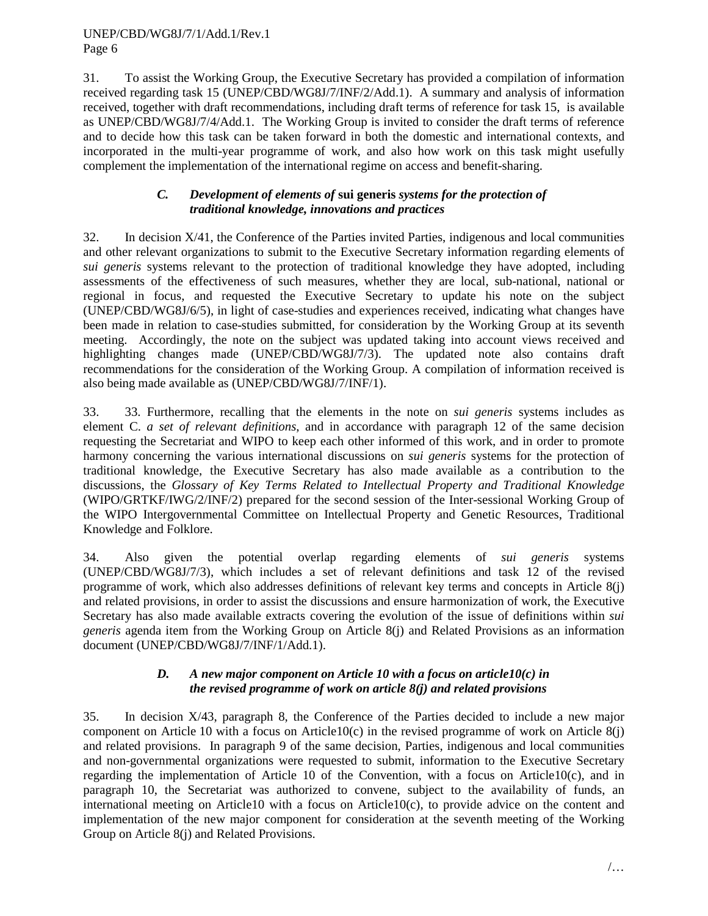31. To assist the Working Group, the Executive Secretary has provided a compilation of information received regarding task 15 (UNEP/CBD/WG8J/7/INF/2/Add.1). A summary and analysis of information received, together with draft recommendations, including draft terms of reference for task 15, is available as UNEP/CBD/WG8J/7/4/Add.1. The Working Group is invited to consider the draft terms of reference and to decide how this task can be taken forward in both the domestic and international contexts, and incorporated in the multi-year programme of work, and also how work on this task might usefully complement the implementation of the international regime on access and benefit-sharing.

### *C. Development of elements of* **sui generis** *systems for the protection of traditional knowledge, innovations and practices*

32. In decision X/41, the Conference of the Parties invited Parties, indigenous and local communities and other relevant organizations to submit to the Executive Secretary information regarding elements of *sui generis* systems relevant to the protection of traditional knowledge they have adopted, including assessments of the effectiveness of such measures, whether they are local, sub-national, national or regional in focus, and requested the Executive Secretary to update his note on the subject (UNEP/CBD/WG8J/6/5), in light of case-studies and experiences received, indicating what changes have been made in relation to case-studies submitted, for consideration by the Working Group at its seventh meeting. Accordingly, the note on the subject was updated taking into account views received and highlighting changes made (UNEP/CBD/WG8J/7/3). The updated note also contains draft recommendations for the consideration of the Working Group. A compilation of information received is also being made available as (UNEP/CBD/WG8J/7/INF/1).

33. 33. Furthermore, recalling that the elements in the note on *sui generis* systems includes as element C. *a set of relevant definitions*, and in accordance with paragraph 12 of the same decision requesting the Secretariat and WIPO to keep each other informed of this work, and in order to promote harmony concerning the various international discussions on *sui generis* systems for the protection of traditional knowledge, the Executive Secretary has also made available as a contribution to the discussions, the *Glossary of Key Terms Related to Intellectual Property and Traditional Knowledge* (WIPO/GRTKF/IWG/2/INF/2) prepared for the second session of the Inter-sessional Working Group of the WIPO Intergovernmental Committee on Intellectual Property and Genetic Resources, Traditional Knowledge and Folklore.

34. Also given the potential overlap regarding elements of *sui generis* systems (UNEP/CBD/WG8J/7/3), which includes a set of relevant definitions and task 12 of the revised programme of work, which also addresses definitions of relevant key terms and concepts in Article 8(j) and related provisions, in order to assist the discussions and ensure harmonization of work, the Executive Secretary has also made available extracts covering the evolution of the issue of definitions within *sui generis* agenda item from the Working Group on Article 8(j) and Related Provisions as an information document (UNEP/CBD/WG8J/7/INF/1/Add.1).

### *D. A new major component on Article 10 with a focus on article10(c) in the revised programme of work on article 8(j) and related provisions*

35. In decision X/43, paragraph 8, the Conference of the Parties decided to include a new major component on Article 10 with a focus on Article10(c) in the revised programme of work on Article 8(j) and related provisions. In paragraph 9 of the same decision, Parties, indigenous and local communities and non-governmental organizations were requested to submit, information to the Executive Secretary regarding the implementation of Article 10 of the Convention, with a focus on Article10(c), and in paragraph 10, the Secretariat was authorized to convene, subject to the availability of funds, an international meeting on Article10 with a focus on Article10(c), to provide advice on the content and implementation of the new major component for consideration at the seventh meeting of the Working Group on Article 8(j) and Related Provisions.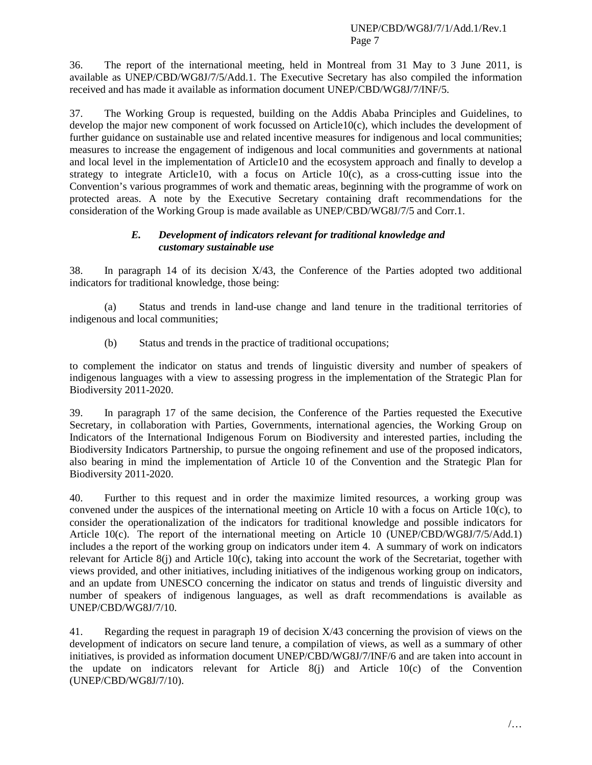36. The report of the international meeting, held in Montreal from 31 May to 3 June 2011, is available as UNEP/CBD/WG8J/7/5/Add.1. The Executive Secretary has also compiled the information received and has made it available as information document UNEP/CBD/WG8J/7/INF/5.

37. The Working Group is requested, building on the Addis Ababa Principles and Guidelines, to develop the major new component of work focussed on Article10(c), which includes the development of further guidance on sustainable use and related incentive measures for indigenous and local communities; measures to increase the engagement of indigenous and local communities and governments at national and local level in the implementation of Article10 and the ecosystem approach and finally to develop a strategy to integrate Article10, with a focus on Article 10(c), as a cross-cutting issue into the Convention's various programmes of work and thematic areas, beginning with the programme of work on protected areas. A note by the Executive Secretary containing draft recommendations for the consideration of the Working Group is made available as UNEP/CBD/WG8J/7/5 and Corr.1.

### *E. Development of indicators relevant for traditional knowledge and customary sustainable use*

38. In paragraph 14 of its decision X/43, the Conference of the Parties adopted two additional indicators for traditional knowledge, those being:

(a) Status and trends in land-use change and land tenure in the traditional territories of indigenous and local communities;

(b) Status and trends in the practice of traditional occupations;

to complement the indicator on status and trends of linguistic diversity and number of speakers of indigenous languages with a view to assessing progress in the implementation of the Strategic Plan for Biodiversity 2011-2020.

39. In paragraph 17 of the same decision, the Conference of the Parties requested the Executive Secretary, in collaboration with Parties, Governments, international agencies, the Working Group on Indicators of the International Indigenous Forum on Biodiversity and interested parties, including the Biodiversity Indicators Partnership, to pursue the ongoing refinement and use of the proposed indicators, also bearing in mind the implementation of Article 10 of the Convention and the Strategic Plan for Biodiversity 2011-2020.

40. Further to this request and in order the maximize limited resources, a working group was convened under the auspices of the international meeting on Article 10 with a focus on Article 10(c), to consider the operationalization of the indicators for traditional knowledge and possible indicators for Article 10(c). The report of the international meeting on Article 10 (UNEP/CBD/WG8J/7/5/Add.1) includes a the report of the working group on indicators under item 4. A summary of work on indicators relevant for Article 8(j) and Article 10(c), taking into account the work of the Secretariat, together with views provided, and other initiatives, including initiatives of the indigenous working group on indicators, and an update from UNESCO concerning the indicator on status and trends of linguistic diversity and number of speakers of indigenous languages, as well as draft recommendations is available as UNEP/CBD/WG8J/7/10.

41. Regarding the request in paragraph 19 of decision X/43 concerning the provision of views on the development of indicators on secure land tenure, a compilation of views, as well as a summary of other initiatives, is provided as information document UNEP/CBD/WG8J/7/INF/6 and are taken into account in the update on indicators relevant for Article 8(j) and Article 10(c) of the Convention (UNEP/CBD/WG8J/7/10).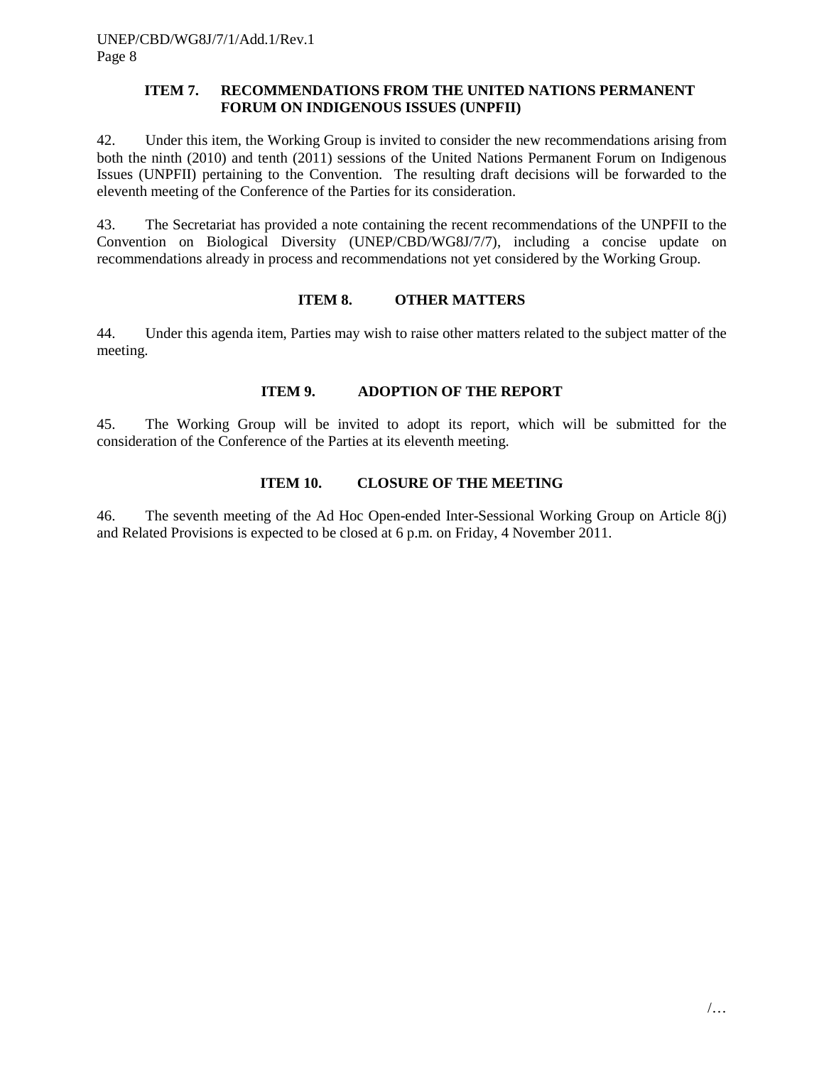### ITEM 7. RECOMMENDATIONS FROM THE UNITED NATIONS PERMANENT FORUM ON INDIGENOUS ISSUES (UNPFII)

42. Under this item, the Working Group is invited to consider the new recommendations arising from both the ninth (2010) and tenth (2011) sessions of the United Nations Permanent Forum on Indigenous Issues (UNPFII) pertaining to the Convention. The resulting draft decisions will be forwarded to the eleventh meeting of the Conference of the Parties for its consideration.

43. The Secretariat has provided a note containing the recent recommendations of the UNPFII to the Convention on Biological Diversity (UNEP/CBD/WG8J/7/7), including a concise update on recommendations already in process and recommendations not yet considered by the Working Group.

### ITEM 8. OTHER MATTERS

44. Under this agenda item, Parties may wish to raise other matters related to the subject matter of the meeting.

### ITEM 9. ADOPTION OF THE REPORT

45. The Working Group will be invited to adopt its report, which will be submitted for the consideration of the Conference of the Parties at its eleventh meeting.

### ITEM 10. CLOSURE OF THE MEETING

46. The seventh meeting of the Ad Hoc Open-ended Inter-Sessional Working Group on Article 8(j) and Related Provisions is expected to be closed at 6 p.m. on Friday, 4 November 2011.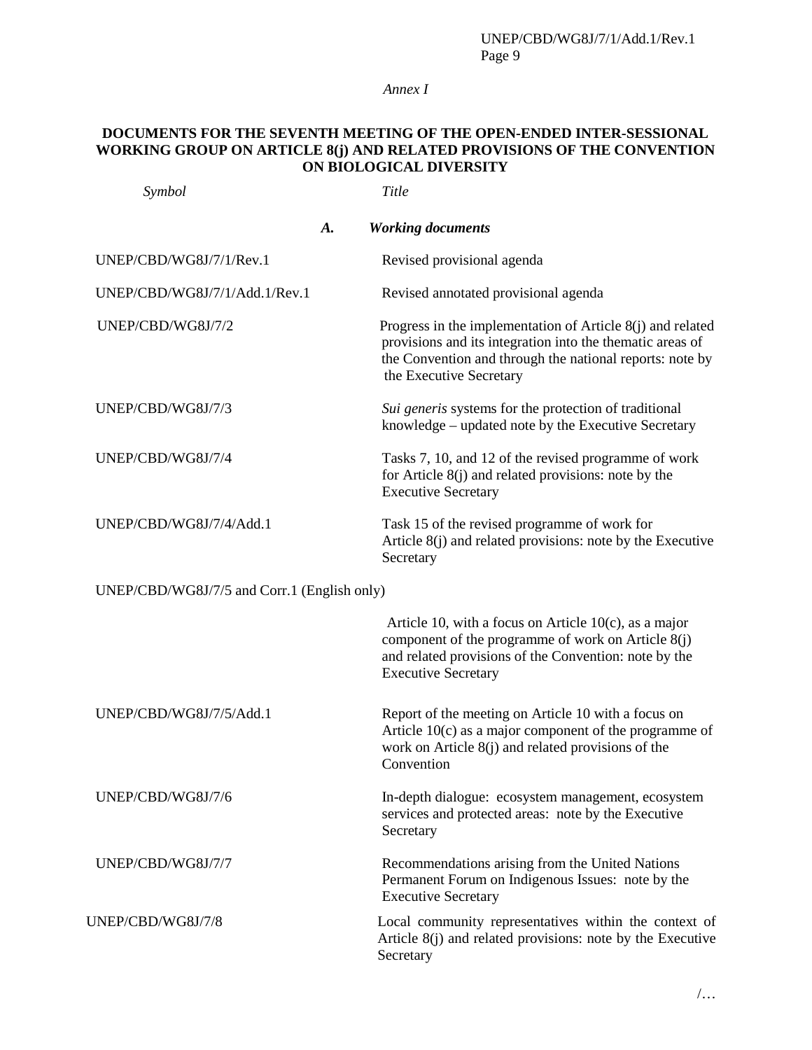*Annex I*

**DOCUMENTS FOR THE SEVENTH MEETING OF THE OPEN-ENDED INTER-SESSIONAL WORKING GROUP ON ARTICLE 8(j) AND RELATED PROVISIONS OF THE CONVENTION ON BIOLOGICAL DIVERSITY**

| *Symbol* | *Title* |
|---|---|
| | ***A. Working documents*** |
| UNEP/CBD/WG8J/7/1/Rev.1 | Revised provisional agenda |
| UNEP/CBD/WG8J/7/1/Add.1/Rev.1 | Revised annotated provisional agenda |
| UNEP/CBD/WG8J/7/2 | Progress in the implementation of Article 8(j) and related provisions and its integration into the thematic areas of the Convention and through the national reports: note by the Executive Secretary |
| UNEP/CBD/WG8J/7/3 | *Sui generis* systems for the protection of traditional knowledge – updated note by the Executive Secretary |
| UNEP/CBD/WG8J/7/4 | Tasks 7, 10, and 12 of the revised programme of work for Article 8(j) and related provisions: note by the Executive Secretary |
| UNEP/CBD/WG8J/7/4/Add.1 | Task 15 of the revised programme of work for Article 8(j) and related provisions: note by the Executive Secretary |
| UNEP/CBD/WG8J/7/5 and Corr.1 (English only) | Article 10, with a focus on Article 10(c), as a major component of the programme of work on Article 8(j) and related provisions of the Convention: note by the Executive Secretary |
| UNEP/CBD/WG8J/7/5/Add.1 | Report of the meeting on Article 10 with a focus on Article 10(c) as a major component of the programme of work on Article 8(j) and related provisions of the Convention |
| UNEP/CBD/WG8J/7/6 | In-depth dialogue: ecosystem management, ecosystem services and protected areas: note by the Executive Secretary |
| UNEP/CBD/WG8J/7/7 | Recommendations arising from the United Nations Permanent Forum on Indigenous Issues: note by the Executive Secretary |
| UNEP/CBD/WG8J/7/8 | Local community representatives within the context of Article 8(j) and related provisions: note by the Executive Secretary |

/…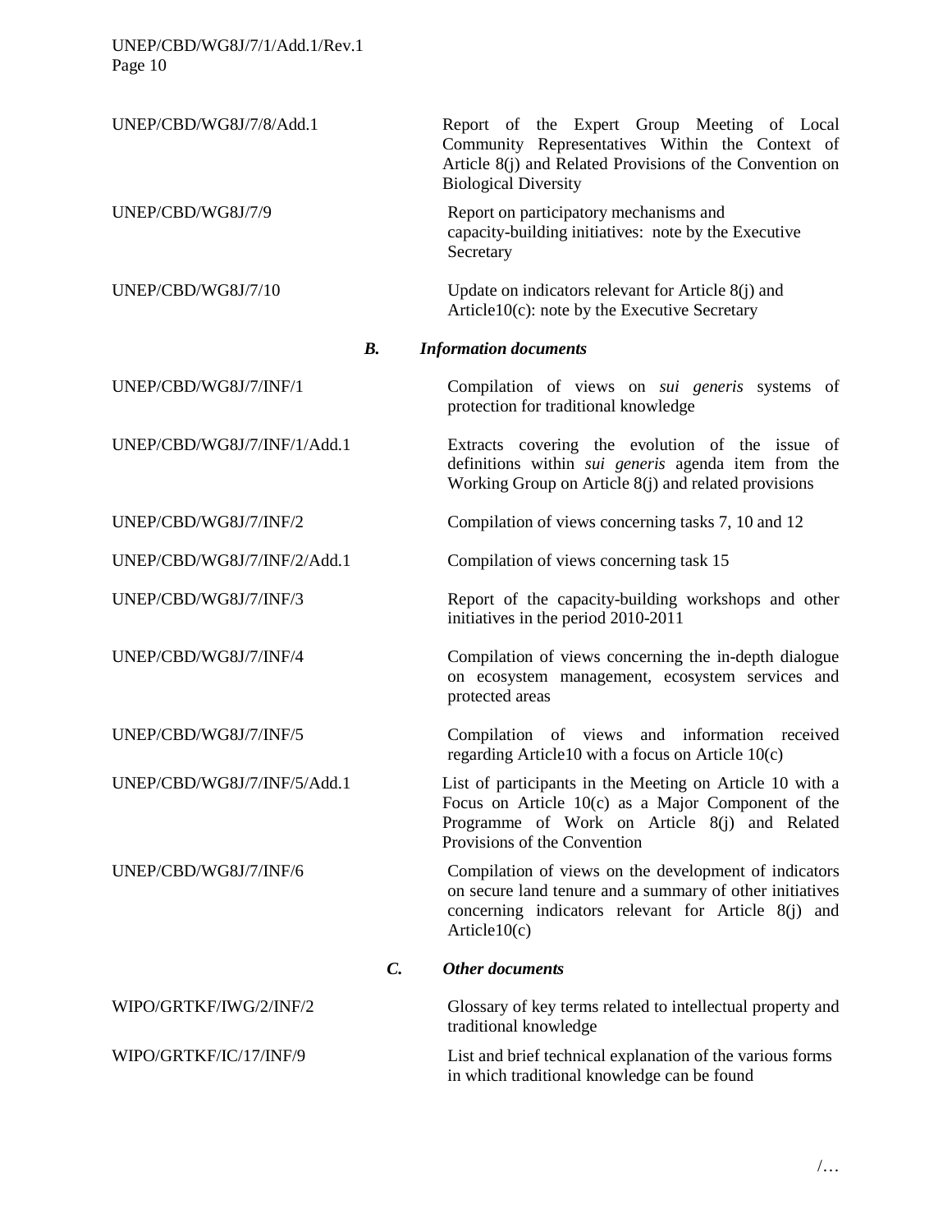| | |
|---|---|
| UNEP/CBD/WG8J/7/8/Add.1 | Report of the Expert Group Meeting of Local Community Representatives Within the Context of Article 8(j) and Related Provisions of the Convention on Biological Diversity |
| UNEP/CBD/WG8J/7/9 | Report on participatory mechanisms and capacity-building initiatives: note by the Executive Secretary |
| UNEP/CBD/WG8J/7/10 | Update on indicators relevant for Article 8(j) and Article10(c): note by the Executive Secretary |

### *B. Information documents*

| | |
|---|---|
| UNEP/CBD/WG8J/7/INF/1 | Compilation of views on *sui generis* systems of protection for traditional knowledge |
| UNEP/CBD/WG8J/7/INF/1/Add.1 | Extracts covering the evolution of the issue of definitions within *sui generis* agenda item from the Working Group on Article 8(j) and related provisions |
| UNEP/CBD/WG8J/7/INF/2 | Compilation of views concerning tasks 7, 10 and 12 |
| UNEP/CBD/WG8J/7/INF/2/Add.1 | Compilation of views concerning task 15 |
| UNEP/CBD/WG8J/7/INF/3 | Report of the capacity-building workshops and other initiatives in the period 2010-2011 |
| UNEP/CBD/WG8J/7/INF/4 | Compilation of views concerning the in-depth dialogue on ecosystem management, ecosystem services and protected areas |
| UNEP/CBD/WG8J/7/INF/5 | Compilation of views and information received regarding Article10 with a focus on Article 10(c) |
| UNEP/CBD/WG8J/7/INF/5/Add.1 | List of participants in the Meeting on Article 10 with a Focus on Article 10(c) as a Major Component of the Programme of Work on Article 8(j) and Related Provisions of the Convention |
| UNEP/CBD/WG8J/7/INF/6 | Compilation of views on the development of indicators on secure land tenure and a summary of other initiatives concerning indicators relevant for Article 8(j) and Article10(c) |

### *C. Other documents*

| | |
|---|---|
| WIPO/GRTKF/IWG/2/INF/2 | Glossary of key terms related to intellectual property and traditional knowledge |
| WIPO/GRTKF/IC/17/INF/9 | List and brief technical explanation of the various forms in which traditional knowledge can be found |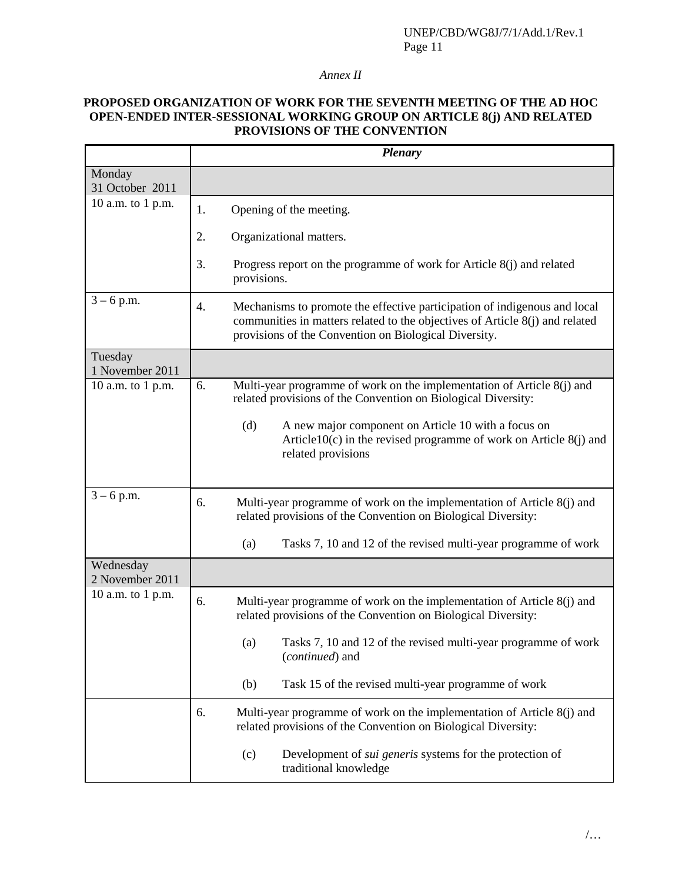*Annex II*

**PROPOSED ORGANIZATION OF WORK FOR THE SEVENTH MEETING OF THE AD HOC OPEN-ENDED INTER-SESSIONAL WORKING GROUP ON ARTICLE 8(j) AND RELATED PROVISIONS OF THE CONVENTION**

| | ***Plenary*** |
|---|---|
| Monday 31 October 2011 | |
| 10 a.m. to 1 p.m. | 1. Opening of the meeting.<br><br>2. Organizational matters.<br><br>3. Progress report on the programme of work for Article 8(j) and related provisions. |
| 3 – 6 p.m. | 4. Mechanisms to promote the effective participation of indigenous and local communities in matters related to the objectives of Article 8(j) and related provisions of the Convention on Biological Diversity. |
| Tuesday 1 November 2011 | |
| 10 a.m. to 1 p.m. | 6. Multi-year programme of work on the implementation of Article 8(j) and related provisions of the Convention on Biological Diversity:<br><br>(d) A new major component on Article 10 with a focus on Article10(c) in the revised programme of work on Article 8(j) and related provisions |
| 3 – 6 p.m. | 6. Multi-year programme of work on the implementation of Article 8(j) and related provisions of the Convention on Biological Diversity:<br><br>(a) Tasks 7, 10 and 12 of the revised multi-year programme of work |
| Wednesday 2 November 2011 | |
| 10 a.m. to 1 p.m. | 6. Multi-year programme of work on the implementation of Article 8(j) and related provisions of the Convention on Biological Diversity:<br><br>(a) Tasks 7, 10 and 12 of the revised multi-year programme of work (*continued*) and<br><br>(b) Task 15 of the revised multi-year programme of work |
| | 6. Multi-year programme of work on the implementation of Article 8(j) and related provisions of the Convention on Biological Diversity:<br><br>(c) Development of *sui generis* systems for the protection of traditional knowledge |

/…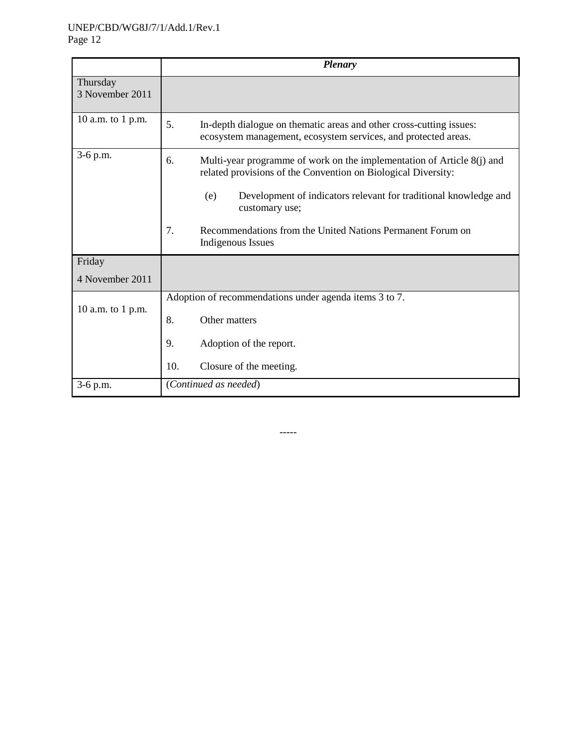| | *Plenary* |
|---|---|
| Thursday 3 November 2011 | |
| 10 a.m. to 1 p.m. | 5. In-depth dialogue on thematic areas and other cross-cutting issues: ecosystem management, ecosystem services, and protected areas. |
| 3-6 p.m. | 6. Multi-year programme of work on the implementation of Article 8(j) and related provisions of the Convention on Biological Diversity:<br><br>(e) Development of indicators relevant for traditional knowledge and customary use;<br><br>7. Recommendations from the United Nations Permanent Forum on Indigenous Issues |
| Friday<br><br>4 November 2011 | |
| 10 a.m. to 1 p.m. | Adoption of recommendations under agenda items 3 to 7.<br><br>8. Other matters<br><br>9. Adoption of the report.<br><br>10. Closure of the meeting. |
| 3-6 p.m. | (*Continued as needed*) |

-----